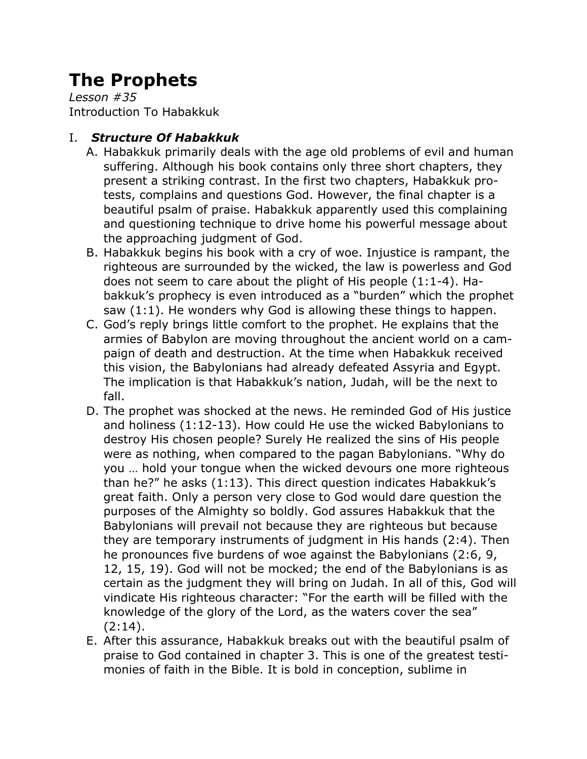# The Prophets

*Lesson #35*

Introduction To Habakkuk

## I. ***Structure Of Habakkuk***

A. Habakkuk primarily deals with the age old problems of evil and human suffering. Although his book contains only three short chapters, they present a striking contrast. In the first two chapters, Habakkuk protests, complains and questions God. However, the final chapter is a beautiful psalm of praise. Habakkuk apparently used this complaining and questioning technique to drive home his powerful message about the approaching judgment of God.

B. Habakkuk begins his book with a cry of woe. Injustice is rampant, the righteous are surrounded by the wicked, the law is powerless and God does not seem to care about the plight of His people (1:1-4). Habakkuk's prophecy is even introduced as a "burden" which the prophet saw (1:1). He wonders why God is allowing these things to happen.

C. God's reply brings little comfort to the prophet. He explains that the armies of Babylon are moving throughout the ancient world on a campaign of death and destruction. At the time when Habakkuk received this vision, the Babylonians had already defeated Assyria and Egypt. The implication is that Habakkuk's nation, Judah, will be the next to fall.

D. The prophet was shocked at the news. He reminded God of His justice and holiness (1:12-13). How could He use the wicked Babylonians to destroy His chosen people? Surely He realized the sins of His people were as nothing, when compared to the pagan Babylonians. "Why do you … hold your tongue when the wicked devours one more righteous than he?" he asks (1:13). This direct question indicates Habakkuk's great faith. Only a person very close to God would dare question the purposes of the Almighty so boldly. God assures Habakkuk that the Babylonians will prevail not because they are righteous but because they are temporary instruments of judgment in His hands (2:4). Then he pronounces five burdens of woe against the Babylonians (2:6, 9, 12, 15, 19). God will not be mocked; the end of the Babylonians is as certain as the judgment they will bring on Judah. In all of this, God will vindicate His righteous character: "For the earth will be filled with the knowledge of the glory of the Lord, as the waters cover the sea" (2:14).

E. After this assurance, Habakkuk breaks out with the beautiful psalm of praise to God contained in chapter 3. This is one of the greatest testimonies of faith in the Bible. It is bold in conception, sublime in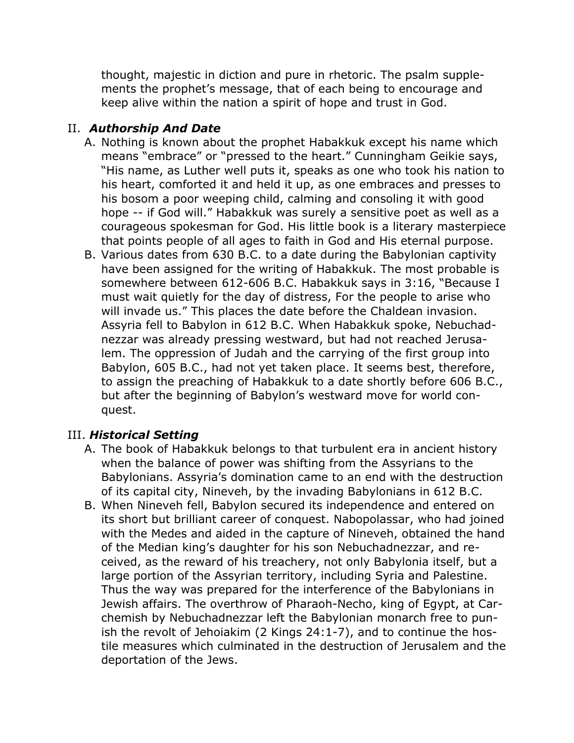thought, majestic in diction and pure in rhetoric. The psalm supplements the prophet's message, that of each being to encourage and keep alive within the nation a spirit of hope and trust in God.

## II. *Authorship And Date*

A. Nothing is known about the prophet Habakkuk except his name which means "embrace" or "pressed to the heart." Cunningham Geikie says, "His name, as Luther well puts it, speaks as one who took his nation to his heart, comforted it and held it up, as one embraces and presses to his bosom a poor weeping child, calming and consoling it with good hope -- if God will." Habakkuk was surely a sensitive poet as well as a courageous spokesman for God. His little book is a literary masterpiece that points people of all ages to faith in God and His eternal purpose.

B. Various dates from 630 B.C. to a date during the Babylonian captivity have been assigned for the writing of Habakkuk. The most probable is somewhere between 612-606 B.C. Habakkuk says in 3:16, "Because I must wait quietly for the day of distress, For the people to arise who will invade us." This places the date before the Chaldean invasion. Assyria fell to Babylon in 612 B.C. When Habakkuk spoke, Nebuchadnezzar was already pressing westward, but had not reached Jerusalem. The oppression of Judah and the carrying of the first group into Babylon, 605 B.C., had not yet taken place. It seems best, therefore, to assign the preaching of Habakkuk to a date shortly before 606 B.C., but after the beginning of Babylon's westward move for world conquest.

## III. *Historical Setting*

A. The book of Habakkuk belongs to that turbulent era in ancient history when the balance of power was shifting from the Assyrians to the Babylonians. Assyria's domination came to an end with the destruction of its capital city, Nineveh, by the invading Babylonians in 612 B.C.

B. When Nineveh fell, Babylon secured its independence and entered on its short but brilliant career of conquest. Nabopolassar, who had joined with the Medes and aided in the capture of Nineveh, obtained the hand of the Median king's daughter for his son Nebuchadnezzar, and received, as the reward of his treachery, not only Babylonia itself, but a large portion of the Assyrian territory, including Syria and Palestine. Thus the way was prepared for the interference of the Babylonians in Jewish affairs. The overthrow of Pharaoh-Necho, king of Egypt, at Carchemish by Nebuchadnezzar left the Babylonian monarch free to punish the revolt of Jehoiakim (2 Kings 24:1-7), and to continue the hostile measures which culminated in the destruction of Jerusalem and the deportation of the Jews.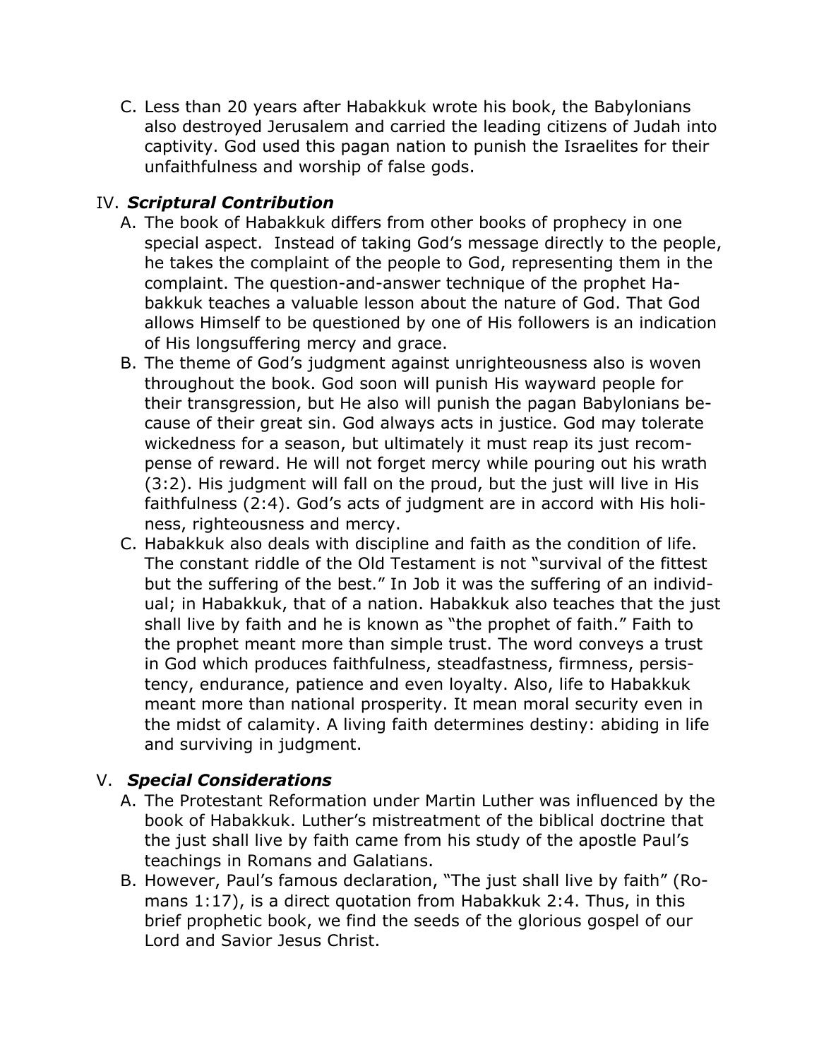C. Less than 20 years after Habakkuk wrote his book, the Babylonians also destroyed Jerusalem and carried the leading citizens of Judah into captivity. God used this pagan nation to punish the Israelites for their unfaithfulness and worship of false gods.

## IV. ***Scriptural Contribution***

A. The book of Habakkuk differs from other books of prophecy in one special aspect. Instead of taking God's message directly to the people, he takes the complaint of the people to God, representing them in the complaint. The question-and-answer technique of the prophet Habakkuk teaches a valuable lesson about the nature of God. That God allows Himself to be questioned by one of His followers is an indication of His longsuffering mercy and grace.

B. The theme of God's judgment against unrighteousness also is woven throughout the book. God soon will punish His wayward people for their transgression, but He also will punish the pagan Babylonians because of their great sin. God always acts in justice. God may tolerate wickedness for a season, but ultimately it must reap its just recompense of reward. He will not forget mercy while pouring out his wrath (3:2). His judgment will fall on the proud, but the just will live in His faithfulness (2:4). God's acts of judgment are in accord with His holiness, righteousness and mercy.

C. Habakkuk also deals with discipline and faith as the condition of life. The constant riddle of the Old Testament is not "survival of the fittest but the suffering of the best." In Job it was the suffering of an individual; in Habakkuk, that of a nation. Habakkuk also teaches that the just shall live by faith and he is known as "the prophet of faith." Faith to the prophet meant more than simple trust. The word conveys a trust in God which produces faithfulness, steadfastness, firmness, persistency, endurance, patience and even loyalty. Also, life to Habakkuk meant more than national prosperity. It mean moral security even in the midst of calamity. A living faith determines destiny: abiding in life and surviving in judgment.

## V. ***Special Considerations***

A. The Protestant Reformation under Martin Luther was influenced by the book of Habakkuk. Luther's mistreatment of the biblical doctrine that the just shall live by faith came from his study of the apostle Paul's teachings in Romans and Galatians.

B. However, Paul's famous declaration, "The just shall live by faith" (Romans 1:17), is a direct quotation from Habakkuk 2:4. Thus, in this brief prophetic book, we find the seeds of the glorious gospel of our Lord and Savior Jesus Christ.